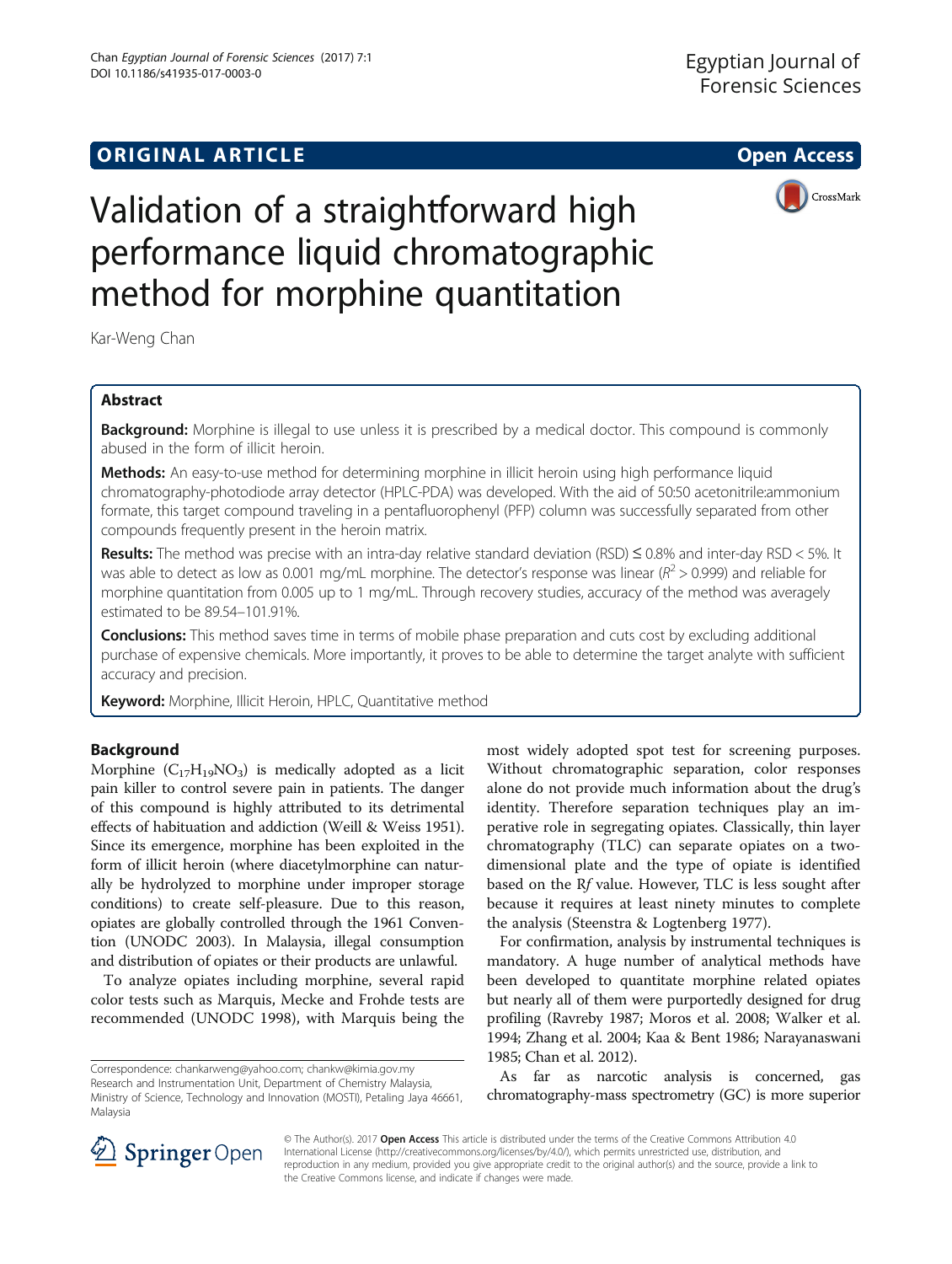**ORIGINAL ARTICLE** **Open Access**

# Validation of a straightforward high performance liquid chromatographic method for morphine quantitation

Kar-Weng Chan

## Abstract

**Background:** Morphine is illegal to use unless it is prescribed by a medical doctor. This compound is commonly abused in the form of illicit heroin.

**Methods:** An easy-to-use method for determining morphine in illicit heroin using high performance liquid chromatography-photodiode array detector (HPLC-PDA) was developed. With the aid of 50:50 acetonitrile:ammonium formate, this target compound traveling in a pentafluorophenyl (PFP) column was successfully separated from other compounds frequently present in the heroin matrix.

**Results:** The method was precise with an intra-day relative standard deviation (RSD) ≤ 0.8% and inter-day RSD < 5%. It was able to detect as low as 0.001 mg/mL morphine. The detector's response was linear ($R^2 > 0.999$) and reliable for morphine quantitation from 0.005 up to 1 mg/mL. Through recovery studies, accuracy of the method was averagely estimated to be 89.54–101.91%.

**Conclusions:** This method saves time in terms of mobile phase preparation and cuts cost by excluding additional purchase of expensive chemicals. More importantly, it proves to be able to determine the target analyte with sufficient accuracy and precision.

**Keyword:** Morphine, Illicit Heroin, HPLC, Quantitative method

## Background

Morphine ($C_{17}H_{19}NO_3$) is medically adopted as a licit pain killer to control severe pain in patients. The danger of this compound is highly attributed to its detrimental effects of habituation and addiction (Weill & Weiss 1951). Since its emergence, morphine has been exploited in the form of illicit heroin (where diacetylmorphine can naturally be hydrolyzed to morphine under improper storage conditions) to create self-pleasure. Due to this reason, opiates are globally controlled through the 1961 Convention (UNODC 2003). In Malaysia, illegal consumption and distribution of opiates or their products are unlawful.

To analyze opiates including morphine, several rapid color tests such as Marquis, Mecke and Frohde tests are recommended (UNODC 1998), with Marquis being the most widely adopted spot test for screening purposes. Without chromatographic separation, color responses alone do not provide much information about the drug's identity. Therefore separation techniques play an imperative role in segregating opiates. Classically, thin layer chromatography (TLC) can separate opiates on a two-dimensional plate and the type of opiate is identified based on the R*f* value. However, TLC is less sought after because it requires at least ninety minutes to complete the analysis (Steenstra & Logtenberg 1977).

For confirmation, analysis by instrumental techniques is mandatory. A huge number of analytical methods have been developed to quantitate morphine related opiates but nearly all of them were purportedly designed for drug profiling (Ravreby 1987; Moros et al. 2008; Walker et al. 1994; Zhang et al. 2004; Kaa & Bent 1986; Narayanaswani 1985; Chan et al. 2012).

As far as narcotic analysis is concerned, gas chromatography-mass spectrometry (GC) is more superior

Correspondence: chankarweng@yahoo.com; chankw@kimia.gov.my
Research and Instrumentation Unit, Department of Chemistry Malaysia, Ministry of Science, Technology and Innovation (MOSTI), Petaling Jaya 46661, Malaysia

© The Author(s). 2017 **Open Access** This article is distributed under the terms of the Creative Commons Attribution 4.0 International License (http://creativecommons.org/licenses/by/4.0/), which permits unrestricted use, distribution, and reproduction in any medium, provided you give appropriate credit to the original author(s) and the source, provide a link to the Creative Commons license, and indicate if changes were made.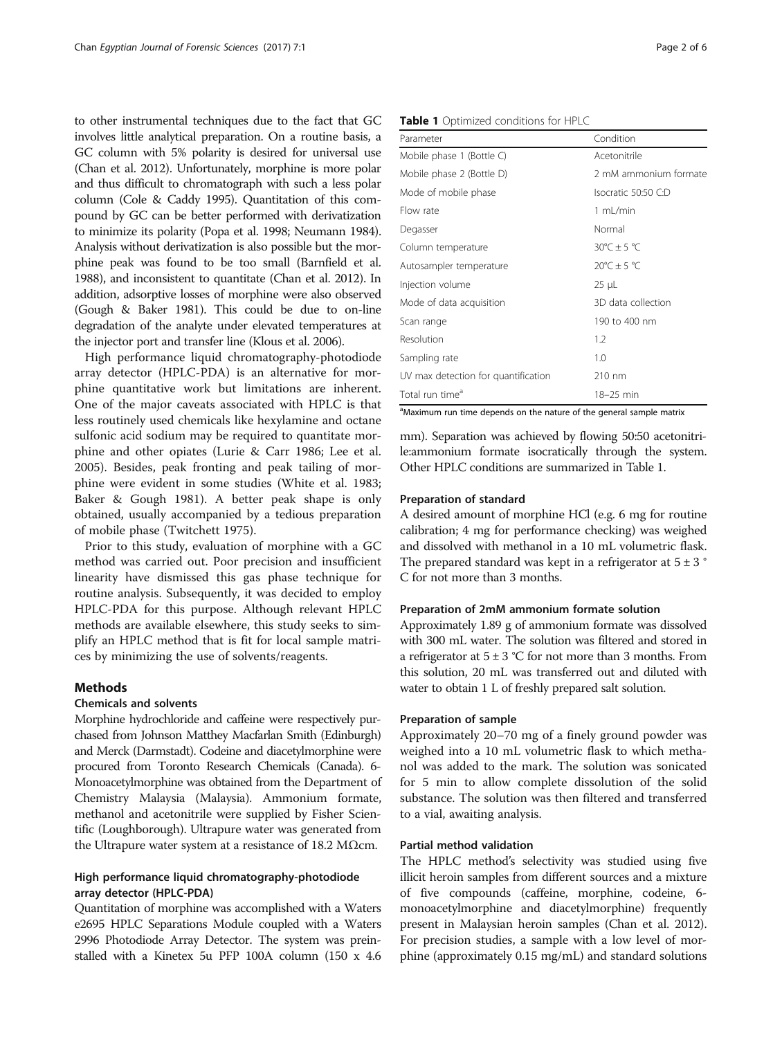to other instrumental techniques due to the fact that GC involves little analytical preparation. On a routine basis, a GC column with 5% polarity is desired for universal use (Chan et al. 2012). Unfortunately, morphine is more polar and thus difficult to chromatograph with such a less polar column (Cole & Caddy 1995). Quantitation of this compound by GC can be better performed with derivatization to minimize its polarity (Popa et al. 1998; Neumann 1984). Analysis without derivatization is also possible but the morphine peak was found to be too small (Barnfield et al. 1988), and inconsistent to quantitate (Chan et al. 2012). In addition, adsorptive losses of morphine were also observed (Gough & Baker 1981). This could be due to on-line degradation of the analyte under elevated temperatures at the injector port and transfer line (Klous et al. 2006).

High performance liquid chromatography-photodiode array detector (HPLC-PDA) is an alternative for morphine quantitative work but limitations are inherent. One of the major caveats associated with HPLC is that less routinely used chemicals like hexylamine and octane sulfonic acid sodium may be required to quantitate morphine and other opiates (Lurie & Carr 1986; Lee et al. 2005). Besides, peak fronting and peak tailing of morphine were evident in some studies (White et al. 1983; Baker & Gough 1981). A better peak shape is only obtained, usually accompanied by a tedious preparation of mobile phase (Twitchett 1975).

Prior to this study, evaluation of morphine with a GC method was carried out. Poor precision and insufficient linearity have dismissed this gas phase technique for routine analysis. Subsequently, it was decided to employ HPLC-PDA for this purpose. Although relevant HPLC methods are available elsewhere, this study seeks to simplify an HPLC method that is fit for local sample matrices by minimizing the use of solvents/reagents.

## Methods

### Chemicals and solvents

Morphine hydrochloride and caffeine were respectively purchased from Johnson Matthey Macfarlan Smith (Edinburgh) and Merck (Darmstadt). Codeine and diacetylmorphine were procured from Toronto Research Chemicals (Canada). 6-Monoacetylmorphine was obtained from the Department of Chemistry Malaysia (Malaysia). Ammonium formate, methanol and acetonitrile were supplied by Fisher Scientific (Loughborough). Ultrapure water was generated from the Ultrapure water system at a resistance of 18.2 MΩcm.

### High performance liquid chromatography-photodiode array detector (HPLC-PDA)

Quantitation of morphine was accomplished with a Waters e2695 HPLC Separations Module coupled with a Waters 2996 Photodiode Array Detector. The system was preinstalled with a Kinetex 5u PFP 100A column (150 x 4.6 mm). Separation was achieved by flowing 50:50 acetonitrile:ammonium formate isocratically through the system. Other HPLC conditions are summarized in Table 1.

**Table 1** Optimized conditions for HPLC

| Parameter | Condition |
|---|---|
| Mobile phase 1 (Bottle C) | Acetonitrile |
| Mobile phase 2 (Bottle D) | 2 mM ammonium formate |
| Mode of mobile phase | Isocratic 50:50 C:D |
| Flow rate | 1 mL/min |
| Degasser | Normal |
| Column temperature | 30°C ± 5 °C |
| Autosampler temperature | 20°C ± 5 °C |
| Injection volume | 25 μL |
| Mode of data acquisition | 3D data collection |
| Scan range | 190 to 400 nm |
| Resolution | 1.2 |
| Sampling rate | 1.0 |
| UV max detection for quantification | 210 nm |
| Total run time[a] | 18–25 min |

[a]Maximum run time depends on the nature of the general sample matrix

### Preparation of standard

A desired amount of morphine HCl (e.g. 6 mg for routine calibration; 4 mg for performance checking) was weighed and dissolved with methanol in a 10 mL volumetric flask. The prepared standard was kept in a refrigerator at 5 ± 3 °C for not more than 3 months.

### Preparation of 2mM ammonium formate solution

Approximately 1.89 g of ammonium formate was dissolved with 300 mL water. The solution was filtered and stored in a refrigerator at 5 ± 3 °C for not more than 3 months. From this solution, 20 mL was transferred out and diluted with water to obtain 1 L of freshly prepared salt solution.

### Preparation of sample

Approximately 20–70 mg of a finely ground powder was weighed into a 10 mL volumetric flask to which methanol was added to the mark. The solution was sonicated for 5 min to allow complete dissolution of the solid substance. The solution was then filtered and transferred to a vial, awaiting analysis.

### Partial method validation

The HPLC method's selectivity was studied using five illicit heroin samples from different sources and a mixture of five compounds (caffeine, morphine, codeine, 6-monoacetylmorphine and diacetylmorphine) frequently present in Malaysian heroin samples (Chan et al. 2012). For precision studies, a sample with a low level of morphine (approximately 0.15 mg/mL) and standard solutions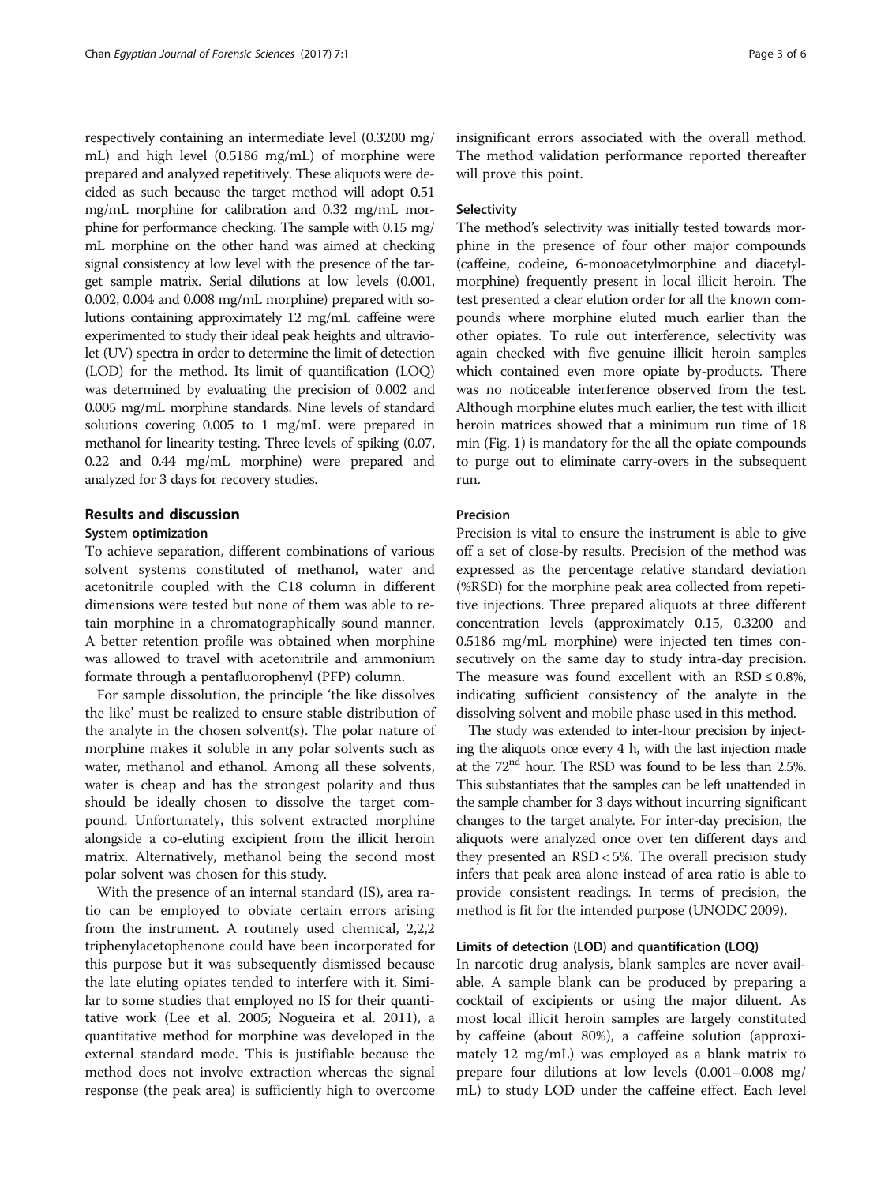respectively containing an intermediate level (0.3200 mg/mL) and high level (0.5186 mg/mL) of morphine were prepared and analyzed repetitively. These aliquots were decided as such because the target method will adopt 0.51 mg/mL morphine for calibration and 0.32 mg/mL morphine for performance checking. The sample with 0.15 mg/mL morphine on the other hand was aimed at checking signal consistency at low level with the presence of the target sample matrix. Serial dilutions at low levels (0.001, 0.002, 0.004 and 0.008 mg/mL morphine) prepared with solutions containing approximately 12 mg/mL caffeine were experimented to study their ideal peak heights and ultraviolet (UV) spectra in order to determine the limit of detection (LOD) for the method. Its limit of quantification (LOQ) was determined by evaluating the precision of 0.002 and 0.005 mg/mL morphine standards. Nine levels of standard solutions covering 0.005 to 1 mg/mL were prepared in methanol for linearity testing. Three levels of spiking (0.07, 0.22 and 0.44 mg/mL morphine) were prepared and analyzed for 3 days for recovery studies.

## Results and discussion

### System optimization

To achieve separation, different combinations of various solvent systems constituted of methanol, water and acetonitrile coupled with the C18 column in different dimensions were tested but none of them was able to retain morphine in a chromatographically sound manner. A better retention profile was obtained when morphine was allowed to travel with acetonitrile and ammonium formate through a pentafluorophenyl (PFP) column.

For sample dissolution, the principle 'the like dissolves the like' must be realized to ensure stable distribution of the analyte in the chosen solvent(s). The polar nature of morphine makes it soluble in any polar solvents such as water, methanol and ethanol. Among all these solvents, water is cheap and has the strongest polarity and thus should be ideally chosen to dissolve the target compound. Unfortunately, this solvent extracted morphine alongside a co-eluting excipient from the illicit heroin matrix. Alternatively, methanol being the second most polar solvent was chosen for this study.

With the presence of an internal standard (IS), area ratio can be employed to obviate certain errors arising from the instrument. A routinely used chemical, 2,2,2 triphenylacetophenone could have been incorporated for this purpose but it was subsequently dismissed because the late eluting opiates tended to interfere with it. Similar to some studies that employed no IS for their quantitative work (Lee et al. 2005; Nogueira et al. 2011), a quantitative method for morphine was developed in the external standard mode. This is justifiable because the method does not involve extraction whereas the signal response (the peak area) is sufficiently high to overcome insignificant errors associated with the overall method. The method validation performance reported thereafter will prove this point.

### Selectivity

The method's selectivity was initially tested towards morphine in the presence of four other major compounds (caffeine, codeine, 6-monoacetylmorphine and diacetylmorphine) frequently present in local illicit heroin. The test presented a clear elution order for all the known compounds where morphine eluted much earlier than the other opiates. To rule out interference, selectivity was again checked with five genuine illicit heroin samples which contained even more opiate by-products. There was no noticeable interference observed from the test. Although morphine elutes much earlier, the test with illicit heroin matrices showed that a minimum run time of 18 min (Fig. 1) is mandatory for the all the opiate compounds to purge out to eliminate carry-overs in the subsequent run.

### Precision

Precision is vital to ensure the instrument is able to give off a set of close-by results. Precision of the method was expressed as the percentage relative standard deviation (%RSD) for the morphine peak area collected from repetitive injections. Three prepared aliquots at three different concentration levels (approximately 0.15, 0.3200 and 0.5186 mg/mL morphine) were injected ten times consecutively on the same day to study intra-day precision. The measure was found excellent with an RSD ≤ 0.8%, indicating sufficient consistency of the analyte in the dissolving solvent and mobile phase used in this method.

The study was extended to inter-hour precision by injecting the aliquots once every 4 h, with the last injection made at the 72$^{nd}$ hour. The RSD was found to be less than 2.5%. This substantiates that the samples can be left unattended in the sample chamber for 3 days without incurring significant changes to the target analyte. For inter-day precision, the aliquots were analyzed once over ten different days and they presented an RSD < 5%. The overall precision study infers that peak area alone instead of area ratio is able to provide consistent readings. In terms of precision, the method is fit for the intended purpose (UNODC 2009).

### Limits of detection (LOD) and quantification (LOQ)

In narcotic drug analysis, blank samples are never available. A sample blank can be produced by preparing a cocktail of excipients or using the major diluent. As most local illicit heroin samples are largely constituted by caffeine (about 80%), a caffeine solution (approximately 12 mg/mL) was employed as a blank matrix to prepare four dilutions at low levels (0.001–0.008 mg/mL) to study LOD under the caffeine effect. Each level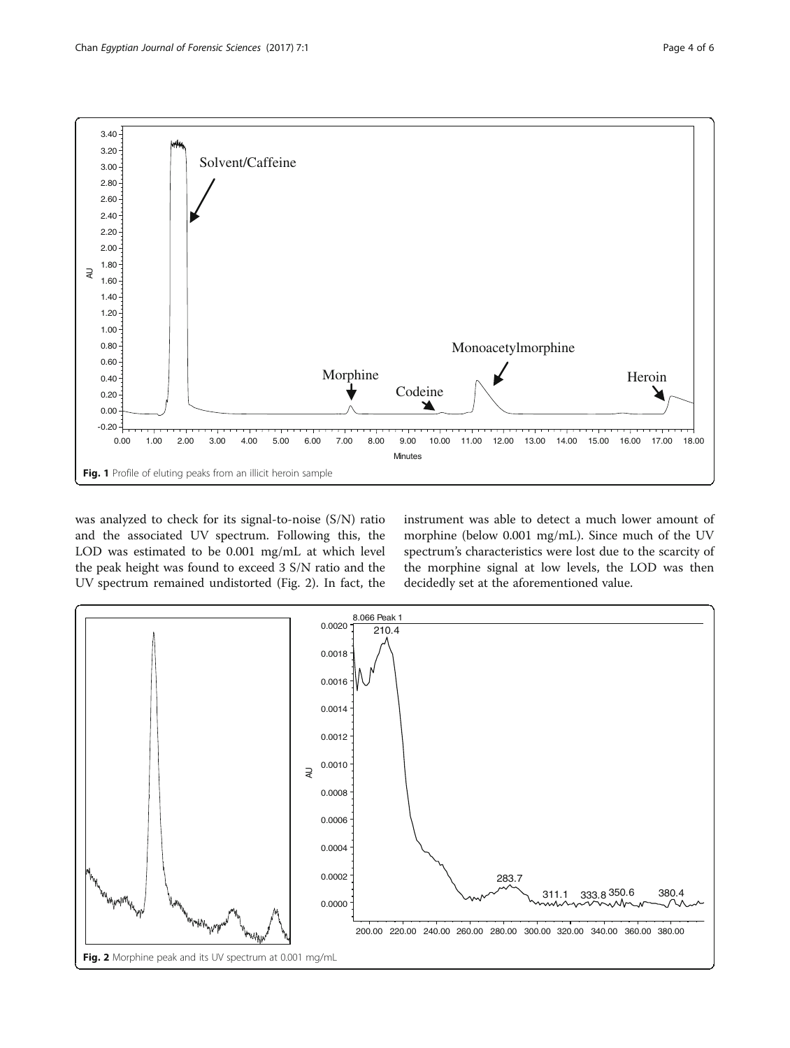Fig. 1 Profile of eluting peaks from an illicit heroin sample

was analyzed to check for its signal-to-noise (S/N) ratio and the associated UV spectrum. Following this, the LOD was estimated to be 0.001 mg/mL at which level the peak height was found to exceed 3 S/N ratio and the UV spectrum remained undistorted (Fig. 2). In fact, the instrument was able to detect a much lower amount of morphine (below 0.001 mg/mL). Since much of the UV spectrum's characteristics were lost due to the scarcity of the morphine signal at low levels, the LOD was then decidedly set at the aforementioned value.

Fig. 2 Morphine peak and its UV spectrum at 0.001 mg/mL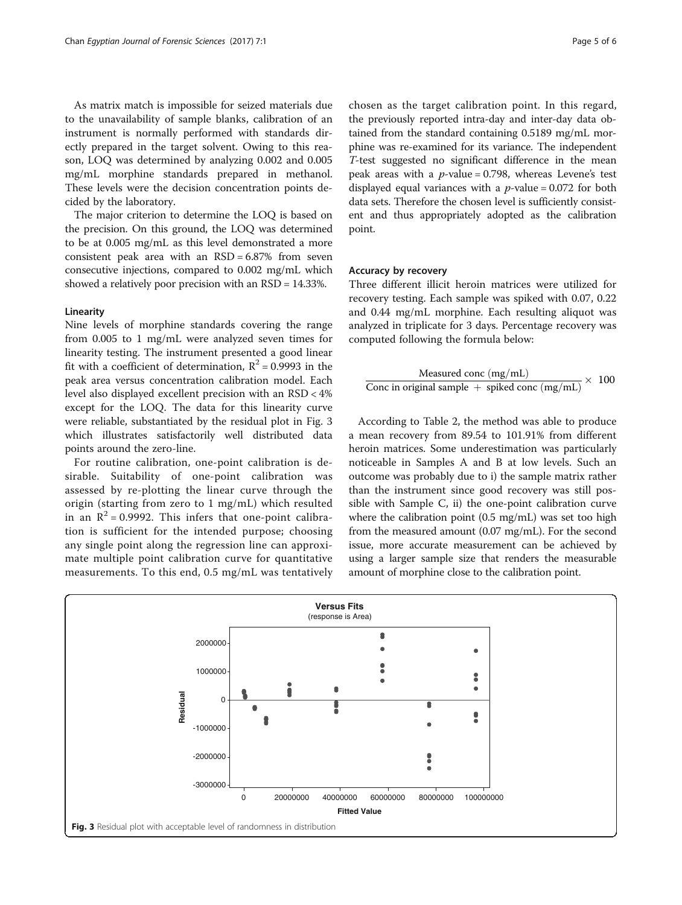As matrix match is impossible for seized materials due to the unavailability of sample blanks, calibration of an instrument is normally performed with standards directly prepared in the target solvent. Owing to this reason, LOQ was determined by analyzing 0.002 and 0.005 mg/mL morphine standards prepared in methanol. These levels were the decision concentration points decided by the laboratory.

The major criterion to determine the LOQ is based on the precision. On this ground, the LOQ was determined to be at 0.005 mg/mL as this level demonstrated a more consistent peak area with an RSD = 6.87% from seven consecutive injections, compared to 0.002 mg/mL which showed a relatively poor precision with an RSD = 14.33%.

#### Linearity

Nine levels of morphine standards covering the range from 0.005 to 1 mg/mL were analyzed seven times for linearity testing. The instrument presented a good linear fit with a coefficient of determination, $R^2 = 0.9993$ in the peak area versus concentration calibration model. Each level also displayed excellent precision with an RSD < 4% except for the LOQ. The data for this linearity curve were reliable, substantiated by the residual plot in Fig. 3 which illustrates satisfactorily well distributed data points around the zero-line.

For routine calibration, one-point calibration is desirable. Suitability of one-point calibration was assessed by re-plotting the linear curve through the origin (starting from zero to 1 mg/mL) which resulted in an $R^2 = 0.9992$. This infers that one-point calibration is sufficient for the intended purpose; choosing any single point along the regression line can approximate multiple point calibration curve for quantitative measurements. To this end, 0.5 mg/mL was tentatively chosen as the target calibration point. In this regard, the previously reported intra-day and inter-day data obtained from the standard containing 0.5189 mg/mL morphine was re-examined for its variance. The independent *T*-test suggested no significant difference in the mean peak areas with a $p$-value = 0.798, whereas Levene's test displayed equal variances with a $p$-value = 0.072 for both data sets. Therefore the chosen level is sufficiently consistent and thus appropriately adopted as the calibration point.

#### Accuracy by recovery

Three different illicit heroin matrices were utilized for recovery testing. Each sample was spiked with 0.07, 0.22 and 0.44 mg/mL morphine. Each resulting aliquot was analyzed in triplicate for 3 days. Percentage recovery was computed following the formula below:

$$\frac{\text{Measured conc (mg/mL)}}{\text{Conc in original sample} + \text{spiked conc (mg/mL)}} \times 100$$

According to Table 2, the method was able to produce a mean recovery from 89.54 to 101.91% from different heroin matrices. Some underestimation was particularly noticeable in Samples A and B at low levels. Such an outcome was probably due to i) the sample matrix rather than the instrument since good recovery was still possible with Sample C, ii) the one-point calibration curve where the calibration point (0.5 mg/mL) was set too high from the measured amount (0.07 mg/mL). For the second issue, more accurate measurement can be achieved by using a larger sample size that renders the measurable amount of morphine close to the calibration point.

**Fig. 3** Residual plot with acceptable level of randomness in distribution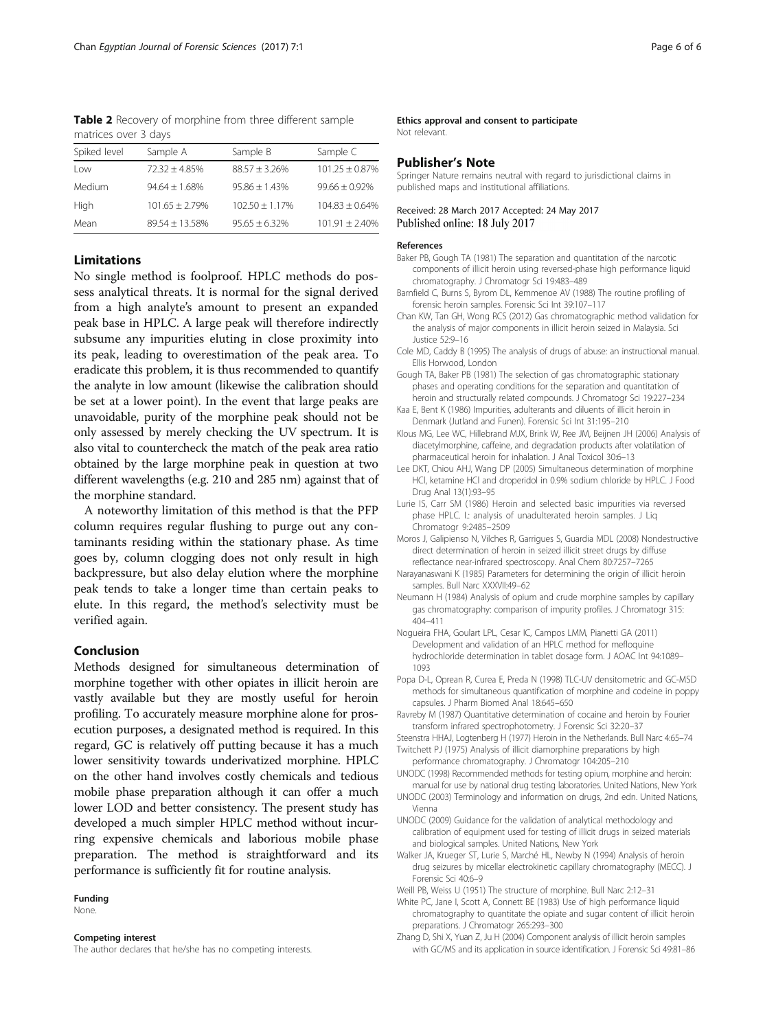**Table 2** Recovery of morphine from three different sample matrices over 3 days

| Spiked level | Sample A | Sample B | Sample C |
|---|---|---|---|
| Low | 72.32 ± 4.85% | 88.57 ± 3.26% | 101.25 ± 0.87% |
| Medium | 94.64 ± 1.68% | 95.86 ± 1.43% | 99.66 ± 0.92% |
| High | 101.65 ± 2.79% | 102.50 ± 1.17% | 104.83 ± 0.64% |
| Mean | 89.54 ± 13.58% | 95.65 ± 6.32% | 101.91 ± 2.40% |

## Limitations

No single method is foolproof. HPLC methods do possess analytical threats. It is normal for the signal derived from a high analyte's amount to present an expanded peak base in HPLC. A large peak will therefore indirectly subsume any impurities eluting in close proximity into its peak, leading to overestimation of the peak area. To eradicate this problem, it is thus recommended to quantify the analyte in low amount (likewise the calibration should be set at a lower point). In the event that large peaks are unavoidable, purity of the morphine peak should not be only assessed by merely checking the UV spectrum. It is also vital to countercheck the match of the peak area ratio obtained by the large morphine peak in question at two different wavelengths (e.g. 210 and 285 nm) against that of the morphine standard.

A noteworthy limitation of this method is that the PFP column requires regular flushing to purge out any contaminants residing within the stationary phase. As time goes by, column clogging does not only result in high backpressure, but also delay elution where the morphine peak tends to take a longer time than certain peaks to elute. In this regard, the method's selectivity must be verified again.

## Conclusion

Methods designed for simultaneous determination of morphine together with other opiates in illicit heroin are vastly available but they are mostly useful for heroin profiling. To accurately measure morphine alone for prosecution purposes, a designated method is required. In this regard, GC is relatively off putting because it has a much lower sensitivity towards underivatized morphine. HPLC on the other hand involves costly chemicals and tedious mobile phase preparation although it can offer a much lower LOD and better consistency. The present study has developed a much simpler HPLC method without incurring expensive chemicals and laborious mobile phase preparation. The method is straightforward and its performance is sufficiently fit for routine analysis.

### Funding

None.

### Competing interest

The author declares that he/she has no competing interests.

### Ethics approval and consent to participate

Not relevant.

## Publisher's Note

Springer Nature remains neutral with regard to jurisdictional claims in published maps and institutional affiliations.

Received: 28 March 2017 Accepted: 24 May 2017
Published online: 18 July 2017

### References

Baker PB, Gough TA (1981) The separation and quantitation of the narcotic components of illicit heroin using reversed-phase high performance liquid chromatography. J Chromatogr Sci 19:483–489

Barnfield C, Burns S, Byrom DL, Kemmenoe AV (1988) The routine profiling of forensic heroin samples. Forensic Sci Int 39:107–117

Chan KW, Tan GH, Wong RCS (2012) Gas chromatographic method validation for the analysis of major components in illicit heroin seized in Malaysia. Sci Justice 52:9–16

Cole MD, Caddy B (1995) The analysis of drugs of abuse: an instructional manual. Ellis Horwood, London

Gough TA, Baker PB (1981) The selection of gas chromatographic stationary phases and operating conditions for the separation and quantitation of heroin and structurally related compounds. J Chromatogr Sci 19:227–234

Kaa E, Bent K (1986) Impurities, adulterants and diluents of illicit heroin in Denmark (Jutland and Funen). Forensic Sci Int 31:195–210

Klous MG, Lee WC, Hillebrand MJX, Brink W, Ree JM, Beijnen JH (2006) Analysis of diacetylmorphine, caffeine, and degradation products after volatilization of pharmaceutical heroin for inhalation. J Anal Toxicol 30:6–13

Lee DKT, Chiou AHJ, Wang DP (2005) Simultaneous determination of morphine HCl, ketamine HCl and droperidol in 0.9% sodium chloride by HPLC. J Food Drug Anal 13(1):93–95

Lurie IS, Carr SM (1986) Heroin and selected basic impurities via reversed phase HPLC. I.: analysis of unadulterated heroin samples. J Liq Chromatogr 9:2485–2509

Moros J, Galipienso N, Vilches R, Garrigues S, Guardia MDL (2008) Nondestructive direct determination of heroin in seized illicit street drugs by diffuse reflectance near-infrared spectroscopy. Anal Chem 80:7257–7265

Narayanaswani K (1985) Parameters for determining the origin of illicit heroin samples. Bull Narc XXXVII:49–62

Neumann H (1984) Analysis of opium and crude morphine samples by capillary gas chromatography: comparison of impurity profiles. J Chromatogr 315: 404–411

Nogueira FHA, Goulart LPL, Cesar IC, Campos LMM, Pianetti GA (2011) Development and validation of an HPLC method for mefloquine hydrochloride determination in tablet dosage form. J AOAC Int 94:1089–1093

Popa D-L, Oprean R, Curea E, Preda N (1998) TLC-UV densitometric and GC-MSD methods for simultaneous quantification of morphine and codeine in poppy capsules. J Pharm Biomed Anal 18:645–650

Ravreby M (1987) Quantitative determination of cocaine and heroin by Fourier transform infrared spectrophotometry. J Forensic Sci 32:20–37

Steenstra HHAJ, Logtenberg H (1977) Heroin in the Netherlands. Bull Narc 4:65–74

Twitchett PJ (1975) Analysis of illicit diamorphine preparations by high performance chromatography. J Chromatogr 104:205–210

UNODC (1998) Recommended methods for testing opium, morphine and heroin: manual for use by national drug testing laboratories. United Nations, New York

UNODC (2003) Terminology and information on drugs, 2nd edn. United Nations, Vienna

UNODC (2009) Guidance for the validation of analytical methodology and calibration of equipment used for testing of illicit drugs in seized materials and biological samples. United Nations, New York

Walker JA, Krueger ST, Lurie S, Marché HL, Newby N (1994) Analysis of heroin drug seizures by micellar electrokinetic capillary chromatography (MECC). J Forensic Sci 40:6–9

Weill PB, Weiss U (1951) The structure of morphine. Bull Narc 2:12–31

White PC, Jane I, Scott A, Connett BE (1983) Use of high performance liquid chromatography to quantitate the opiate and sugar content of illicit heroin preparations. J Chromatogr 265:293–300

Zhang D, Shi X, Yuan Z, Ju H (2004) Component analysis of illicit heroin samples with GC/MS and its application in source identification. J Forensic Sci 49:81–86